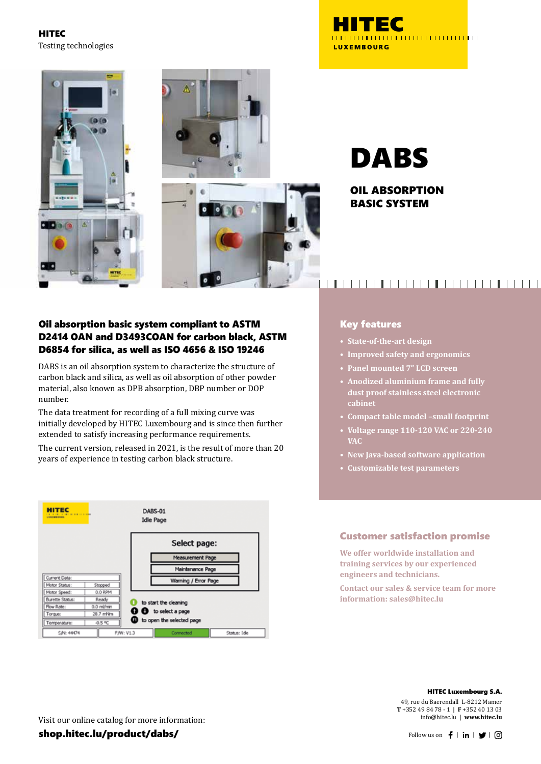**HITEC**
Testing technologies

HITEC
LUXEMBOURG

# DABS

## OIL ABSORPTION BASIC SYSTEM

### Oil absorption basic system compliant to ASTM D2414 OAN and D3493COAN for carbon black, ASTM D6854 for silica, as well as ISO 4656 & ISO 19246

DABS is an oil absorption system to characterize the structure of carbon black and silica, as well as oil absorption of other powder material, also known as DPB absorption, DBP number or DOP number.

The data treatment for recording of a full mixing curve was initially developed by HITEC Luxembourg and is since then further extended to satisfy increasing performance requirements.

The current version, released in 2021, is the result of more than 20 years of experience in testing carbon black structure.

### Key features

- State-of-the-art design
- Improved safety and ergonomics
- Panel mounted 7" LCD screen
- Anodized aluminium frame and fully dust proof stainless steel electronic cabinet
- Compact table model –small footprint
- Voltage range 110-120 VAC or 220-240 VAC
- New Java-based software application
- Customizable test parameters

### Customer satisfaction promise

We offer worldwide installation and training services by our experienced engineers and technicians.

Contact our sales & service team for more information: sales@hitec.lu

Visit our online catalog for more information:
**shop.hitec.lu/product/dabs/**

**HITEC Luxembourg S.A.**
49, rue du Baerendall L-8212 Mamer
**T** +352 49 84 78 - 1 | **F** +352 40 13 03
info@hitec.lu | **www.hitec.lu**

Follow us on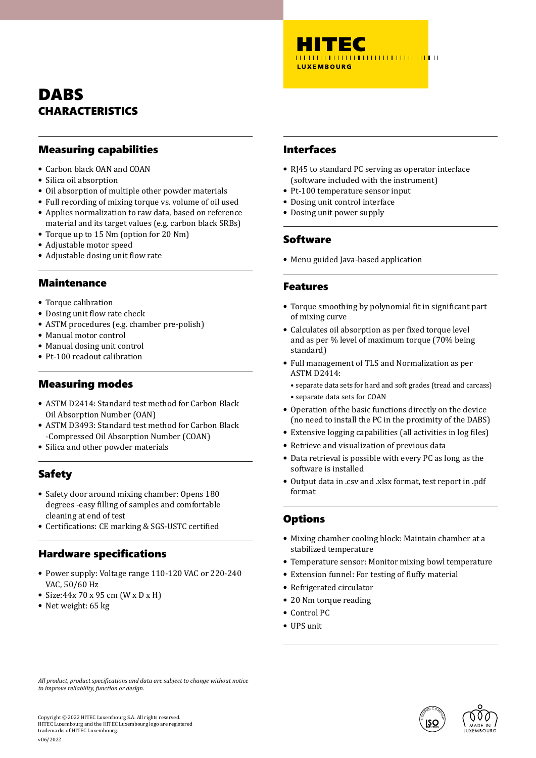HITEC

LUXEMBOURG

# DABS
## CHARACTERISTICS

### Measuring capabilities

- Carbon black OAN and COAN
- Silica oil absorption
- Oil absorption of multiple other powder materials
- Full recording of mixing torque vs. volume of oil used
- Applies normalization to raw data, based on reference material and its target values (e.g. carbon black SRBs)
- Torque up to 15 Nm (option for 20 Nm)
- Adjustable motor speed
- Adjustable dosing unit flow rate

### Maintenance

- Torque calibration
- Dosing unit flow rate check
- ASTM procedures (e.g. chamber pre-polish)
- Manual motor control
- Manual dosing unit control
- Pt-100 readout calibration

### Measuring modes

- ASTM D2414: Standard test method for Carbon Black Oil Absorption Number (OAN)
- ASTM D3493: Standard test method for Carbon Black -Compressed Oil Absorption Number (COAN)
- Silica and other powder materials

### Safety

- Safety door around mixing chamber: Opens 180 degrees -easy filling of samples and comfortable cleaning at end of test
- Certifications: CE marking & SGS-USTC certified

### Hardware specifications

- Power supply: Voltage range 110-120 VAC or 220-240 VAC, 50/60 Hz
- Size:44x 70 x 95 cm (W x D x H)
- Net weight: 65 kg

### Interfaces

- RJ45 to standard PC serving as operator interface (software included with the instrument)
- Pt-100 temperature sensor input
- Dosing unit control interface
- Dosing unit power supply

### Software

- Menu guided Java-based application

### Features

- Torque smoothing by polynomial fit in significant part of mixing curve
- Calculates oil absorption as per fixed torque level and as per % level of maximum torque (70% being standard)
- Full management of TLS and Normalization as per ASTM D2414:
  - separate data sets for hard and soft grades (tread and carcass)
  - separate data sets for COAN
- Operation of the basic functions directly on the device (no need to install the PC in the proximity of the DABS)
- Extensive logging capabilities (all activities in log files)
- Retrieve and visualization of previous data
- Data retrieval is possible with every PC as long as the software is installed
- Output data in .csv and .xlsx format, test report in .pdf format

### Options

- Mixing chamber cooling block: Maintain chamber at a stabilized temperature
- Temperature sensor: Monitor mixing bowl temperature
- Extension funnel: For testing of fluffy material
- Refrigerated circulator
- 20 Nm torque reading
- Control PC
- UPS unit

*All product, product specifications and data are subject to change without notice to improve reliability, function or design.*

Copyright © 2022 HITEC Luxembourg S.A. All rights reserved.
HITEC Luxembourg and the HITEC Luxembourg logo are registered trademarks of HITEC Luxembourg.

v06/2022